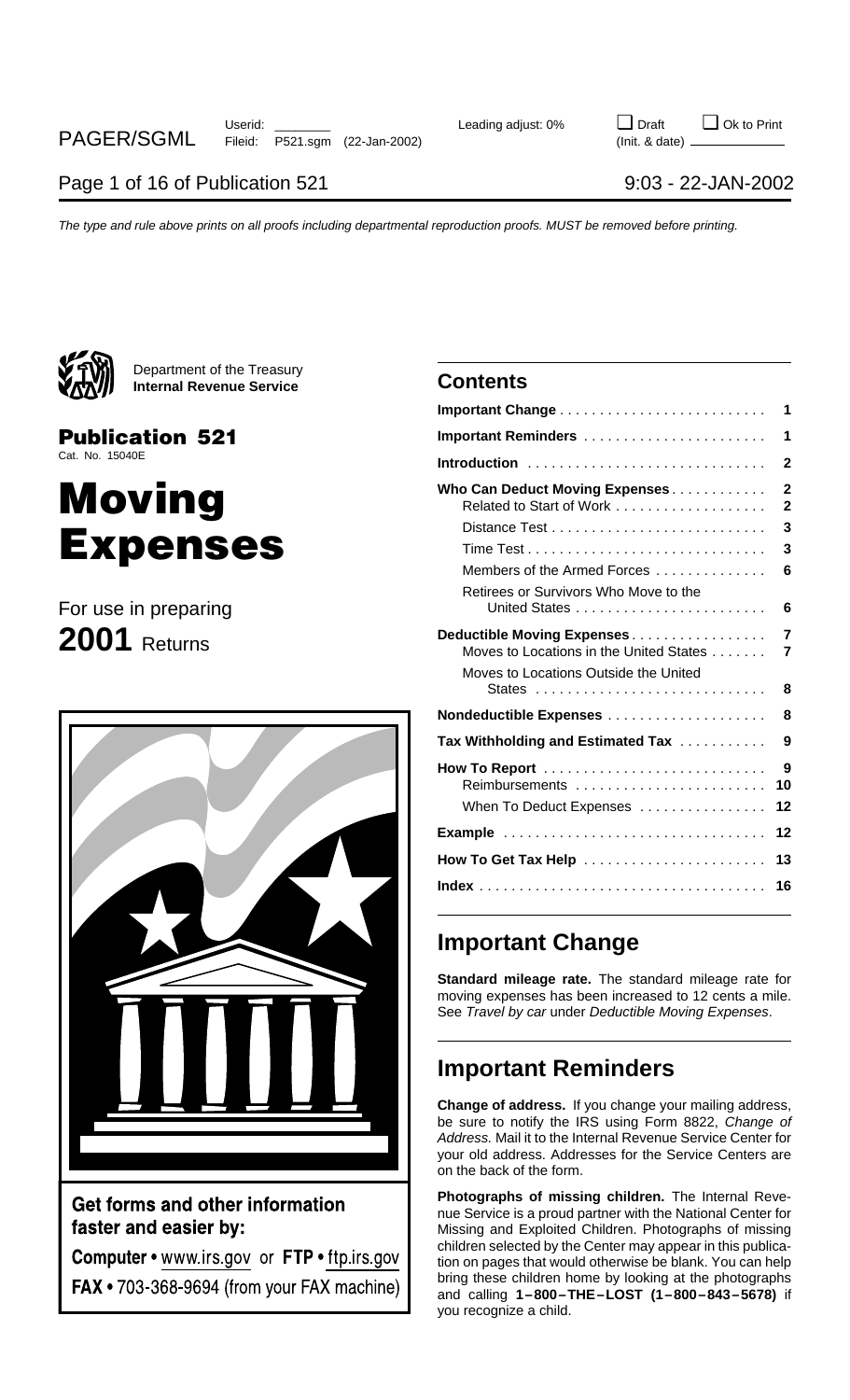Department of the Treasury
**Internal Revenue Service**

**Publication 521**
Cat. No. 15040E

# Moving Expenses

For use in preparing
**2001** Returns

**Get forms and other information faster and easier by:**

**Computer** • www.irs.gov or **FTP** • ftp.irs.gov

**FAX** • 703-368-9694 (from your FAX machine)

## Contents

| | |
|---|---|
| **Important Change** | **1** |
| **Important Reminders** | **1** |
| **Introduction** | **2** |
| **Who Can Deduct Moving Expenses** | **2** |
| Related to Start of Work | **2** |
| Distance Test | **3** |
| Time Test | **3** |
| Members of the Armed Forces | **6** |
| Retirees or Survivors Who Move to the United States | **6** |
| **Deductible Moving Expenses** | **7** |
| Moves to Locations in the United States | **7** |
| Moves to Locations Outside the United States | **8** |
| **Nondeductible Expenses** | **8** |
| **Tax Withholding and Estimated Tax** | **9** |
| **How To Report** | **9** |
| Reimbursements | **10** |
| When To Deduct Expenses | **12** |
| **Example** | **12** |
| **How To Get Tax Help** | **13** |
| **Index** | **16** |

## Important Change

**Standard mileage rate.** The standard mileage rate for moving expenses has been increased to 12 cents a mile. See *Travel by car* under *Deductible Moving Expenses*.

## Important Reminders

**Change of address.** If you change your mailing address, be sure to notify the IRS using Form 8822, *Change of Address.* Mail it to the Internal Revenue Service Center for your old address. Addresses for the Service Centers are on the back of the form.

**Photographs of missing children.** The Internal Revenue Service is a proud partner with the National Center for Missing and Exploited Children. Photographs of missing children selected by the Center may appear in this publication on pages that would otherwise be blank. You can help bring these children home by looking at the photographs and calling **1–800–THE–LOST (1–800–843–5678)** if you recognize a child.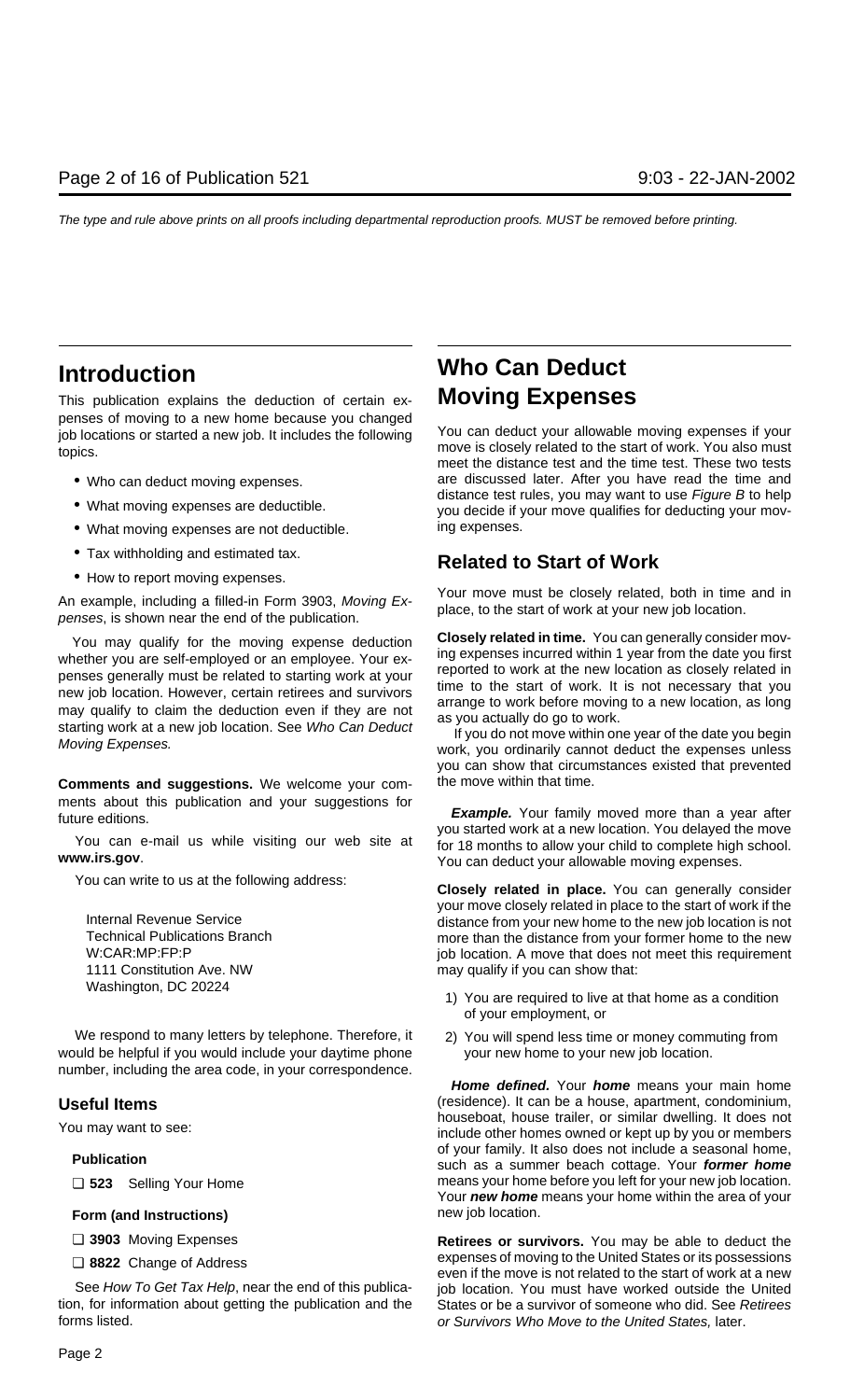## Introduction

This publication explains the deduction of certain expenses of moving to a new home because you changed job locations or started a new job. It includes the following topics.

- Who can deduct moving expenses.
- What moving expenses are deductible.
- What moving expenses are not deductible.
- Tax withholding and estimated tax.
- How to report moving expenses.

An example, including a filled-in Form 3903, *Moving Expenses*, is shown near the end of the publication.

You may qualify for the moving expense deduction whether you are self-employed or an employee. Your expenses generally must be related to starting work at your new job location. However, certain retirees and survivors may qualify to claim the deduction even if they are not starting work at a new job location. See *Who Can Deduct Moving Expenses.*

**Comments and suggestions.** We welcome your comments about this publication and your suggestions for future editions.

You can e-mail us while visiting our web site at **www.irs.gov**.

You can write to us at the following address:

Internal Revenue Service
Technical Publications Branch
W:CAR:MP:FP:P
1111 Constitution Ave. NW
Washington, DC 20224

We respond to many letters by telephone. Therefore, it would be helpful if you would include your daytime phone number, including the area code, in your correspondence.

### Useful Items

You may want to see:

**Publication**

❑ **523** Selling Your Home

**Form (and Instructions)**

❑ **3903** Moving Expenses

❑ **8822** Change of Address

See *How To Get Tax Help*, near the end of this publication, for information about getting the publication and the forms listed.

## Who Can Deduct Moving Expenses

You can deduct your allowable moving expenses if your move is closely related to the start of work. You also must meet the distance test and the time test. These two tests are discussed later. After you have read the time and distance test rules, you may want to use *Figure B* to help you decide if your move qualifies for deducting your moving expenses.

### Related to Start of Work

Your move must be closely related, both in time and in place, to the start of work at your new job location.

**Closely related in time.** You can generally consider moving expenses incurred within 1 year from the date you first reported to work at the new location as closely related in time to the start of work. It is not necessary that you arrange to work before moving to a new location, as long as you actually do go to work.

If you do not move within one year of the date you begin work, you ordinarily cannot deduct the expenses unless you can show that circumstances existed that prevented the move within that time.

***Example.*** Your family moved more than a year after you started work at a new location. You delayed the move for 18 months to allow your child to complete high school. You can deduct your allowable moving expenses.

**Closely related in place.** You can generally consider your move closely related in place to the start of work if the distance from your new home to the new job location is not more than the distance from your former home to the new job location. A move that does not meet this requirement may qualify if you can show that:

1) You are required to live at that home as a condition of your employment, or
2) You will spend less time or money commuting from your new home to your new job location.

***Home defined.*** Your **home** means your main home (residence). It can be a house, apartment, condominium, houseboat, house trailer, or similar dwelling. It does not include other homes owned or kept up by you or members of your family. It also does not include a seasonal home, such as a summer beach cottage. Your ***former home*** means your home before you left for your new job location. Your ***new home*** means your home within the area of your new job location.

**Retirees or survivors.** You may be able to deduct the expenses of moving to the United States or its possessions even if the move is not related to the start of work at a new job location. You must have worked outside the United States or be a survivor of someone who did. See *Retirees or Survivors Who Move to the United States,* later.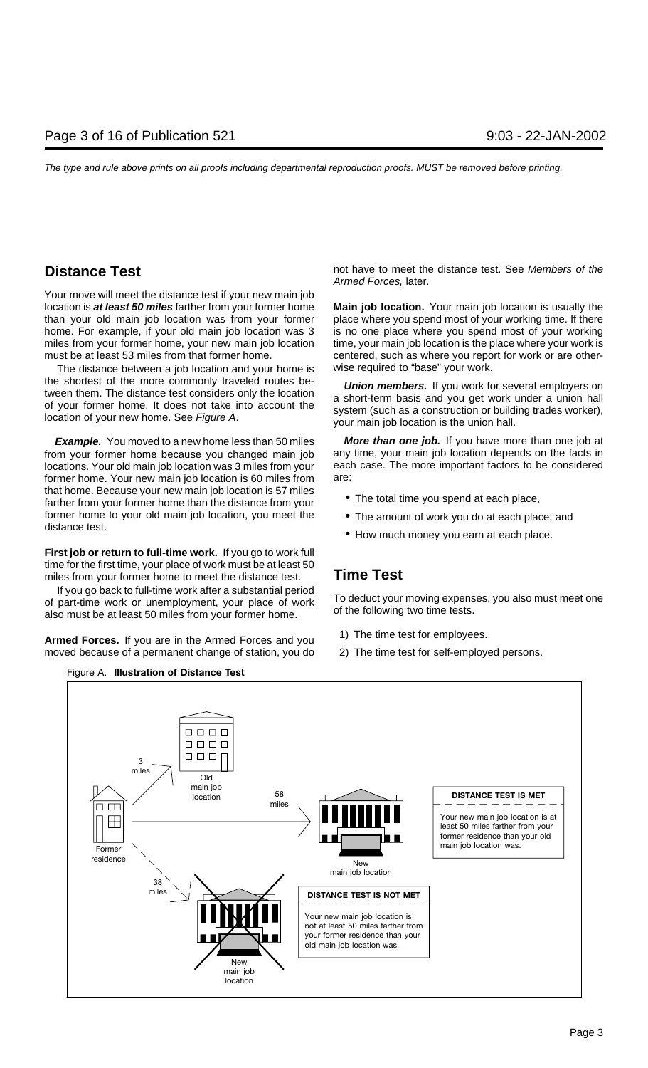## Distance Test

Your move will meet the distance test if your new main job location is ***at least 50 miles*** farther from your former home than your old main job location was from your former home. For example, if your old main job location was 3 miles from your former home, your new main job location must be at least 53 miles from that former home.

The distance between a job location and your home is the shortest of the more commonly traveled routes between them. The distance test considers only the location of your former home. It does not take into account the location of your new home. See *Figure A*.

***Example.*** You moved to a new home less than 50 miles from your former home because you changed main job locations. Your old main job location was 3 miles from your former home. Your new main job location is 60 miles from that home. Because your new main job location is 57 miles farther from your former home than the distance from your former home to your old main job location, you meet the distance test.

**First job or return to full-time work.** If you go to work full time for the first time, your place of work must be at least 50 miles from your former home to meet the distance test.

If you go back to full-time work after a substantial period of part-time work or unemployment, your place of work also must be at least 50 miles from your former home.

**Armed Forces.** If you are in the Armed Forces and you moved because of a permanent change of station, you do not have to meet the distance test. See *Members of the Armed Forces,* later.

**Main job location.** Your main job location is usually the place where you spend most of your working time. If there is no one place where you spend most of your working time, your main job location is the place where your work is centered, such as where you report for work or are otherwise required to "base" your work.

***Union members.*** If you work for several employers on a short-term basis and you get work under a union hall system (such as a construction or building trades worker), your main job location is the union hall.

***More than one job.*** If you have more than one job at any time, your main job location depends on the facts in each case. The more important factors to be considered are:

- The total time you spend at each place,
- The amount of work you do at each place, and
- How much money you earn at each place.

## Time Test

To deduct your moving expenses, you also must meet one of the following two time tests.

1) The time test for employees.
2) The time test for self-employed persons.

Figure A. **Illustration of Distance Test**

Former residence — 3 miles — Old main job location

Former residence — 58 miles — New main job location: **DISTANCE TEST IS MET** — Your new main job location is at least 50 miles farther from your former residence than your old main job location was.

Former residence — 38 miles — New main job location: **DISTANCE TEST IS NOT MET** — Your new main job location is not at least 50 miles farther from your former residence than your old main job location was.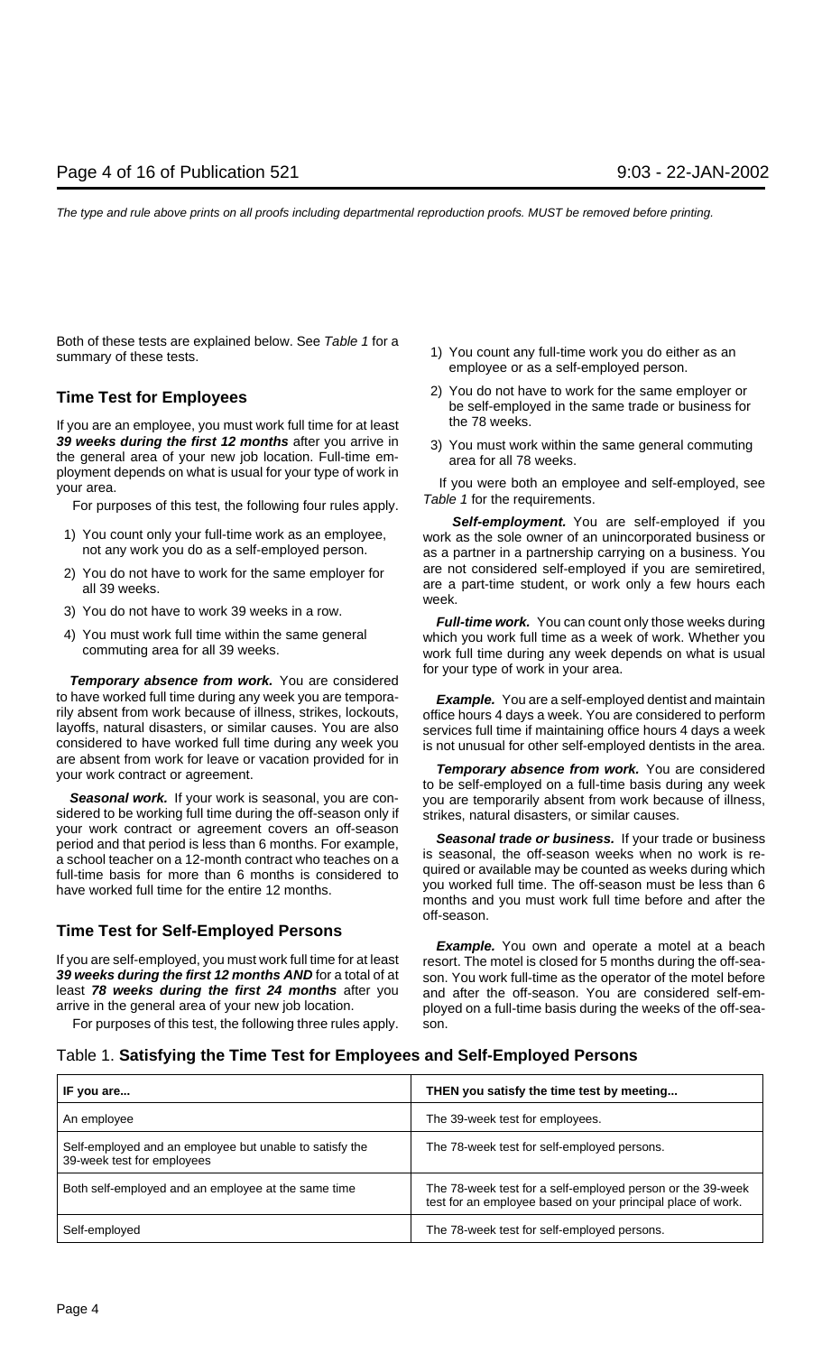Both of these tests are explained below. See *Table 1* for a summary of these tests.

### Time Test for Employees

If you are an employee, you must work full time for at least ***39 weeks during the first 12 months*** after you arrive in the general area of your new job location. Full-time employment depends on what is usual for your type of work in your area.

For purposes of this test, the following four rules apply.

1) You count only your full-time work as an employee, not any work you do as a self-employed person.
2) You do not have to work for the same employer for all 39 weeks.
3) You do not have to work 39 weeks in a row.
4) You must work full time within the same general commuting area for all 39 weeks.

***Temporary absence from work.*** You are considered to have worked full time during any week you are temporarily absent from work because of illness, strikes, lockouts, layoffs, natural disasters, or similar causes. You are also considered to have worked full time during any week you are absent from work for leave or vacation provided for in your work contract or agreement.

***Seasonal work.*** If your work is seasonal, you are considered to be working full time during the off-season only if your work contract or agreement covers an off-season period and that period is less than 6 months. For example, a school teacher on a 12-month contract who teaches on a full-time basis for more than 6 months is considered to have worked full time for the entire 12 months.

### Time Test for Self-Employed Persons

If you are self-employed, you must work full time for at least ***39 weeks during the first 12 months AND*** for a total of at least ***78 weeks during the first 24 months*** after you arrive in the general area of your new job location.

For purposes of this test, the following three rules apply.

1) You count any full-time work you do either as an employee or as a self-employed person.
2) You do not have to work for the same employer or be self-employed in the same trade or business for the 78 weeks.
3) You must work within the same general commuting area for all 78 weeks.

If you were both an employee and self-employed, see *Table 1* for the requirements.

***Self-employment.*** You are self-employed if you work as the sole owner of an unincorporated business or as a partner in a partnership carrying on a business. You are not considered self-employed if you are semiretired, are a part-time student, or work only a few hours each week.

***Full-time work.*** You can count only those weeks during which you work full time as a week of work. Whether you work full time during any week depends on what is usual for your type of work in your area.

***Example.*** You are a self-employed dentist and maintain office hours 4 days a week. You are considered to perform services full time if maintaining office hours 4 days a week is not unusual for other self-employed dentists in the area.

***Temporary absence from work.*** You are considered to be self-employed on a full-time basis during any week you are temporarily absent from work because of illness, strikes, natural disasters, or similar causes.

***Seasonal trade or business.*** If your trade or business is seasonal, the off-season weeks when no work is required or available may be counted as weeks during which you worked full time. The off-season must be less than 6 months and you must work full time before and after the off-season.

***Example.*** You own and operate a motel at a beach resort. The motel is closed for 5 months during the off-season. You work full-time as the operator of the motel before and after the off-season. You are considered self-employed on a full-time basis during the weeks of the off-season.

Table 1. **Satisfying the Time Test for Employees and Self-Employed Persons**

| IF you are... | THEN you satisfy the time test by meeting... |
|---|---|
| An employee | The 39-week test for employees. |
| Self-employed and an employee but unable to satisfy the 39-week test for employees | The 78-week test for self-employed persons. |
| Both self-employed and an employee at the same time | The 78-week test for a self-employed person or the 39-week test for an employee based on your principal place of work. |
| Self-employed | The 78-week test for self-employed persons. |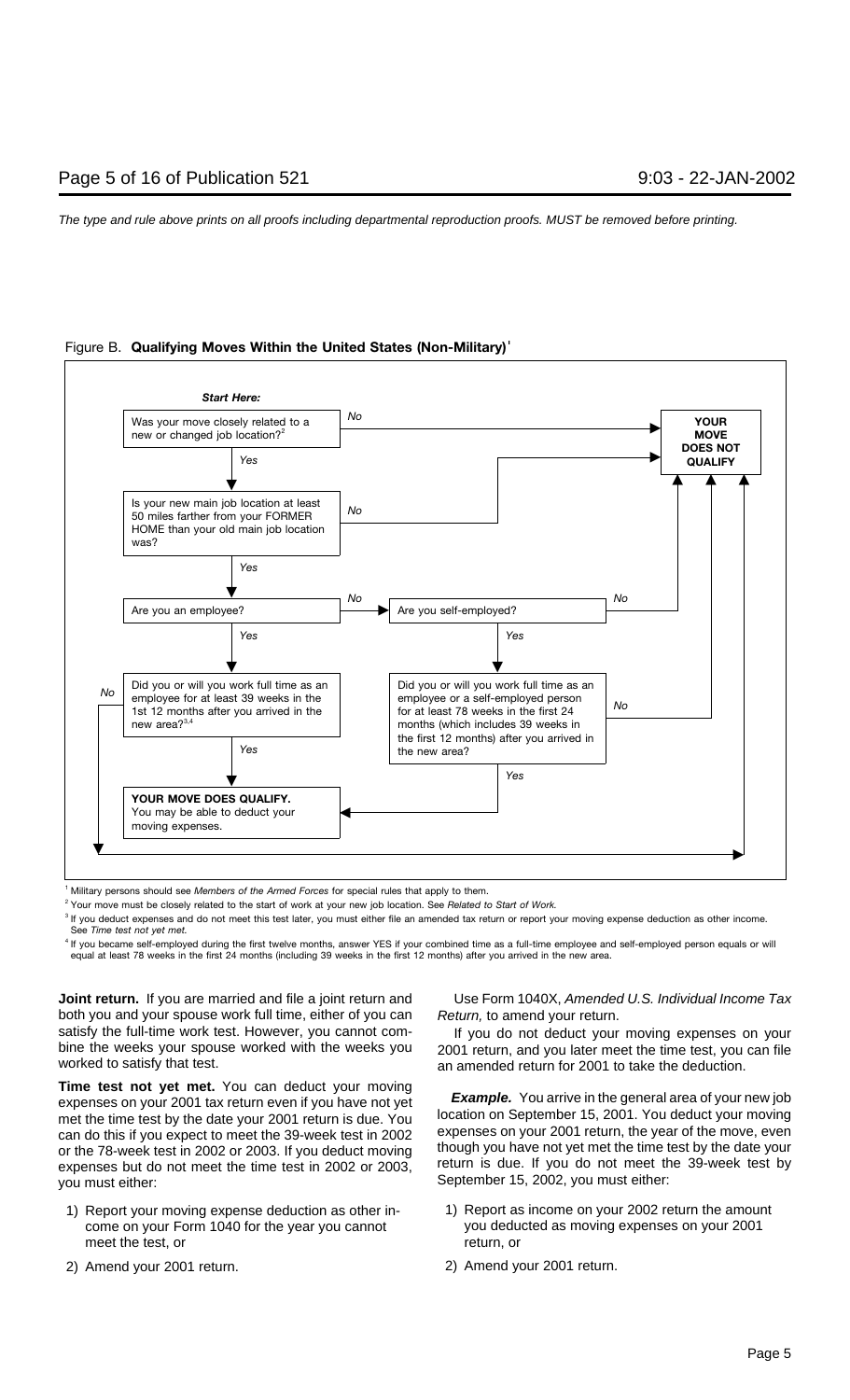Figure B. **Qualifying Moves Within the United States (Non-Military)**[1]

***Start Here:***

Was your move closely related to a new or changed job location?[2]
- No → **YOUR MOVE DOES NOT QUALIFY**
- Yes → Is your new main job location at least 50 miles farther from your FORMER HOME than your old main job location was?
  - No → **YOUR MOVE DOES NOT QUALIFY**
  - Yes → Are you an employee?
    - Yes → Did you or will you work full time as an employee for at least 39 weeks in the 1st 12 months after you arrived in the new area?[3,4]
      - Yes → **YOUR MOVE DOES QUALIFY.** You may be able to deduct your moving expenses.
      - No → **YOUR MOVE DOES NOT QUALIFY**
    - No → Are you self-employed?
      - No → **YOUR MOVE DOES NOT QUALIFY**
      - Yes → Did you or will you work full time as an employee or a self-employed person for at least 78 weeks in the first 24 months (which includes 39 weeks in the first 12 months) after you arrived in the new area?
        - Yes → **YOUR MOVE DOES QUALIFY.** You may be able to deduct your moving expenses.
        - No → **YOUR MOVE DOES NOT QUALIFY**

[1] Military persons should see *Members of the Armed Forces* for special rules that apply to them.

[2] Your move must be closely related to the start of work at your new job location. See *Related to Start of Work.*

[3] If you deduct expenses and do not meet this test later, you must either file an amended tax return or report your moving expense deduction as other income. See *Time test not yet met.*

[4] If you became self-employed during the first twelve months, answer YES if your combined time as a full-time employee and self-employed person equals or will equal at least 78 weeks in the first 24 months (including 39 weeks in the first 12 months) after you arrived in the new area.

**Joint return.** If you are married and file a joint return and both you and your spouse work full time, either of you can satisfy the full-time work test. However, you cannot combine the weeks your spouse worked with the weeks you worked to satisfy that test.

**Time test not yet met.** You can deduct your moving expenses on your 2001 tax return even if you have not yet met the time test by the date your 2001 return is due. You can do this if you expect to meet the 39-week test in 2002 or the 78-week test in 2002 or 2003. If you deduct moving expenses but do not meet the time test in 2002 or 2003, you must either:

1) Report your moving expense deduction as other income on your Form 1040 for the year you cannot meet the test, or
2) Amend your 2001 return.

Use Form 1040X, *Amended U.S. Individual Income Tax Return,* to amend your return.

If you do not deduct your moving expenses on your 2001 return, and you later meet the time test, you can file an amended return for 2001 to take the deduction.

***Example.*** You arrive in the general area of your new job location on September 15, 2001. You deduct your moving expenses on your 2001 return, the year of the move, even though you have not yet met the time test by the date your return is due. If you do not meet the 39-week test by September 15, 2002, you must either:

1) Report as income on your 2002 return the amount you deducted as moving expenses on your 2001 return, or
2) Amend your 2001 return.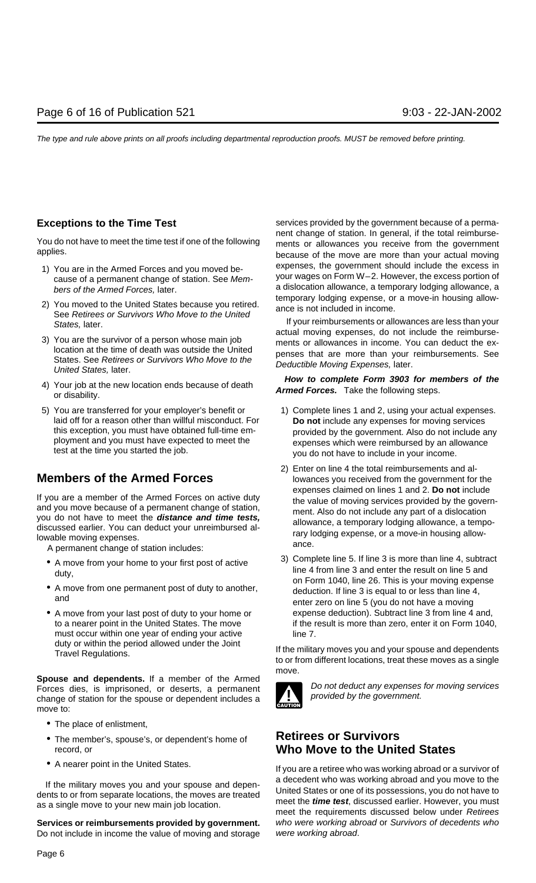### Exceptions to the Time Test

You do not have to meet the time test if one of the following applies.

1) You are in the Armed Forces and you moved because of a permanent change of station. See *Members of the Armed Forces,* later.

2) You moved to the United States because you retired. See *Retirees or Survivors Who Move to the United States,* later.

3) You are the survivor of a person whose main job location at the time of death was outside the United States. See *Retirees or Survivors Who Move to the United States,* later.

4) Your job at the new location ends because of death or disability.

5) You are transferred for your employer's benefit or laid off for a reason other than willful misconduct. For this exception, you must have obtained full-time employment and you must have expected to meet the test at the time you started the job.

## Members of the Armed Forces

If you are a member of the Armed Forces on active duty and you move because of a permanent change of station, you do not have to meet the ***distance and time tests,*** discussed earlier. You can deduct your unreimbursed allowable moving expenses.

A permanent change of station includes:

- A move from your home to your first post of active duty,
- A move from one permanent post of duty to another, and
- A move from your last post of duty to your home or to a nearer point in the United States. The move must occur within one year of ending your active duty or within the period allowed under the Joint Travel Regulations.

**Spouse and dependents.** If a member of the Armed Forces dies, is imprisoned, or deserts, a permanent change of station for the spouse or dependent includes a move to:

- The place of enlistment,
- The member's, spouse's, or dependent's home of record, or
- A nearer point in the United States.

If the military moves you and your spouse and dependents to or from separate locations, the moves are treated as a single move to your new main job location.

**Services or reimbursements provided by government.** Do not include in income the value of moving and storage services provided by the government because of a permanent change of station. In general, if the total reimbursements or allowances you receive from the government because of the move are more than your actual moving expenses, the government should include the excess in your wages on Form W–2. However, the excess portion of a dislocation allowance, a temporary lodging allowance, a temporary lodging expense, or a move-in housing allowance is not included in income.

If your reimbursements or allowances are less than your actual moving expenses, do not include the reimbursements or allowances in income. You can deduct the expenses that are more than your reimbursements. See *Deductible Moving Expenses,* later.

***How to complete Form 3903 for members of the Armed Forces.*** Take the following steps.

1) Complete lines 1 and 2, using your actual expenses. **Do not** include any expenses for moving services provided by the government. Also do not include any expenses which were reimbursed by an allowance you do not have to include in your income.

2) Enter on line 4 the total reimbursements and allowances you received from the government for the expenses claimed on lines 1 and 2. **Do not** include the value of moving services provided by the government. Also do not include any part of a dislocation allowance, a temporary lodging allowance, a temporary lodging expense, or a move-in housing allowance.

3) Complete line 5. If line 3 is more than line 4, subtract line 4 from line 3 and enter the result on line 5 and on Form 1040, line 26. This is your moving expense deduction. If line 3 is equal to or less than line 4, enter zero on line 5 (you do not have a moving expense deduction). Subtract line 3 from line 4 and, if the result is more than zero, enter it on Form 1040, line 7.

If the military moves you and your spouse and dependents to or from different locations, treat these moves as a single move.

CAUTION: *Do not deduct any expenses for moving services provided by the government.*

## Retirees or Survivors Who Move to the United States

If you are a retiree who was working abroad or a survivor of a decedent who was working abroad and you move to the United States or one of its possessions, you do not have to meet the ***time test***, discussed earlier. However, you must meet the requirements discussed below under *Retirees who were working abroad* or *Survivors of decedents who were working abroad*.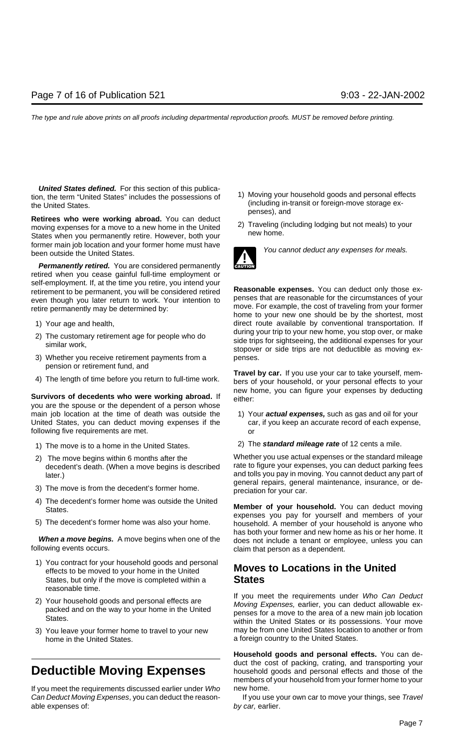**United States defined.** For this section of this publication, the term "United States" includes the possessions of the United States.

**Retirees who were working abroad.** You can deduct moving expenses for a move to a new home in the United States when you permanently retire. However, both your former main job location and your former home must have been outside the United States.

***Permanently retired.*** You are considered permanently retired when you cease gainful full-time employment or self-employment. If, at the time you retire, you intend your retirement to be permanent, you will be considered retired even though you later return to work. Your intention to retire permanently may be determined by:

1) Your age and health,
2) The customary retirement age for people who do similar work,
3) Whether you receive retirement payments from a pension or retirement fund, and
4) The length of time before you return to full-time work.

**Survivors of decedents who were working abroad.** If you are the spouse or the dependent of a person whose main job location at the time of death was outside the United States, you can deduct moving expenses if the following five requirements are met.

1) The move is to a home in the United States.
2) The move begins within 6 months after the decedent's death. (When a move begins is described later.)
3) The move is from the decedent's former home.
4) The decedent's former home was outside the United States.
5) The decedent's former home was also your home.

***When a move begins.*** A move begins when one of the following events occurs.

1) You contract for your household goods and personal effects to be moved to your home in the United States, but only if the move is completed within a reasonable time.
2) Your household goods and personal effects are packed and on the way to your home in the United States.
3) You leave your former home to travel to your new home in the United States.

# Deductible Moving Expenses

If you meet the requirements discussed earlier under *Who Can Deduct Moving Expenses*, you can deduct the reasonable expenses of:

1) Moving your household goods and personal effects (including in-transit or foreign-move storage expenses), and
2) Traveling (including lodging but not meals) to your new home.

CAUTION: *You cannot deduct any expenses for meals.*

**Reasonable expenses.** You can deduct only those expenses that are reasonable for the circumstances of your move. For example, the cost of traveling from your former home to your new one should be by the shortest, most direct route available by conventional transportation. If during your trip to your new home, you stop over, or make side trips for sightseeing, the additional expenses for your stopover or side trips are not deductible as moving expenses.

**Travel by car.** If you use your car to take yourself, members of your household, or your personal effects to your new home, you can figure your expenses by deducting either:

1) Your ***actual expenses,*** such as gas and oil for your car, if you keep an accurate record of each expense, or
2) The ***standard mileage rate*** of 12 cents a mile.

Whether you use actual expenses or the standard mileage rate to figure your expenses, you can deduct parking fees and tolls you pay in moving. You cannot deduct any part of general repairs, general maintenance, insurance, or depreciation for your car.

**Member of your household.** You can deduct moving expenses you pay for yourself and members of your household. A member of your household is anyone who has both your former and new home as his or her home. It does not include a tenant or employee, unless you can claim that person as a dependent.

## Moves to Locations in the United States

If you meet the requirements under *Who Can Deduct Moving Expenses,* earlier, you can deduct allowable expenses for a move to the area of a new main job location within the United States or its possessions. Your move may be from one United States location to another or from a foreign country to the United States.

**Household goods and personal effects.** You can deduct the cost of packing, crating, and transporting your household goods and personal effects and those of the members of your household from your former home to your new home.

If you use your own car to move your things, see *Travel by car,* earlier.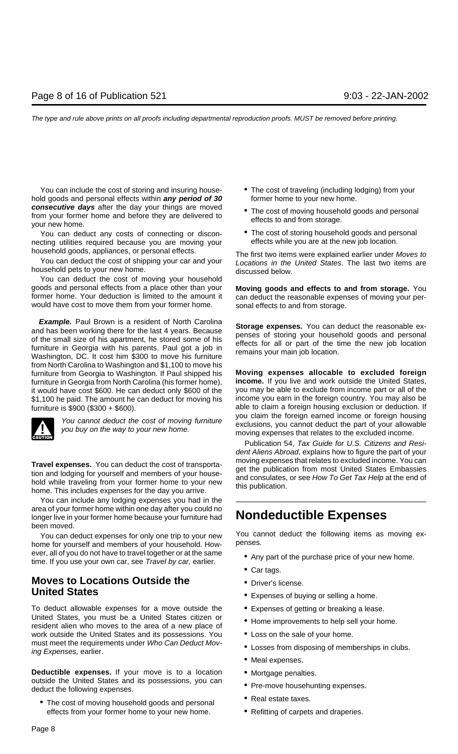You can include the cost of storing and insuring household goods and personal effects within ***any period of 30 consecutive days*** after the day your things are moved from your former home and before they are delivered to your new home.

You can deduct any costs of connecting or disconnecting utilities required because you are moving your household goods, appliances, or personal effects.

You can deduct the cost of shipping your car and your household pets to your new home.

You can deduct the cost of moving your household goods and personal effects from a place other than your former home. Your deduction is limited to the amount it would have cost to move them from your former home.

***Example.*** Paul Brown is a resident of North Carolina and has been working there for the last 4 years. Because of the small size of his apartment, he stored some of his furniture in Georgia with his parents. Paul got a job in Washington, DC. It cost him $300 to move his furniture from North Carolina to Washington and $1,100 to move his furniture from Georgia to Washington. If Paul shipped his furniture in Georgia from North Carolina (his former home), it would have cost $600. He can deduct only $600 of the $1,100 he paid. The amount he can deduct for moving his furniture is $900 ($300 + $600).

*CAUTION: You cannot deduct the cost of moving furniture you buy on the way to your new home.*

**Travel expenses.** You can deduct the cost of transportation and lodging for yourself and members of your household while traveling from your former home to your new home. This includes expenses for the day you arrive.

You can include any lodging expenses you had in the area of your former home within one day after you could no longer live in your former home because your furniture had been moved.

You can deduct expenses for only one trip to your new home for yourself and members of your household. However, all of you do not have to travel together or at the same time. If you use your own car, see *Travel by car,* earlier.

## Moves to Locations Outside the United States

To deduct allowable expenses for a move outside the United States, you must be a United States citizen or resident alien who moves to the area of a new place of work outside the United States and its possessions. You must meet the requirements under *Who Can Deduct Moving Expenses,* earlier.

**Deductible expenses.** If your move is to a location outside the United States and its possessions, you can deduct the following expenses.

- The cost of moving household goods and personal effects from your former home to your new home.
- The cost of traveling (including lodging) from your former home to your new home.
- The cost of moving household goods and personal effects to and from storage.
- The cost of storing household goods and personal effects while you are at the new job location.

The first two items were explained earlier under *Moves to Locations in the United States*. The last two items are discussed below.

**Moving goods and effects to and from storage.** You can deduct the reasonable expenses of moving your personal effects to and from storage.

**Storage expenses.** You can deduct the reasonable expenses of storing your household goods and personal effects for all or part of the time the new job location remains your main job location.

**Moving expenses allocable to excluded foreign income.** If you live and work outside the United States, you may be able to exclude from income part or all of the income you earn in the foreign country. You may also be able to claim a foreign housing exclusion or deduction. If you claim the foreign earned income or foreign housing exclusions, you cannot deduct the part of your allowable moving expenses that relates to the excluded income.

Publication 54, *Tax Guide for U.S. Citizens and Resident Aliens Abroad*, explains how to figure the part of your moving expenses that relates to excluded income. You can get the publication from most United States Embassies and consulates, or see *How To Get Tax Help* at the end of this publication.

# Nondeductible Expenses

You cannot deduct the following items as moving expenses.

- Any part of the purchase price of your new home.
- Car tags.
- Driver's license.
- Expenses of buying or selling a home.
- Expenses of getting or breaking a lease.
- Home improvements to help sell your home.
- Loss on the sale of your home.
- Losses from disposing of memberships in clubs.
- Meal expenses.
- Mortgage penalties.
- Pre-move househunting expenses.
- Real estate taxes.
- Refitting of carpets and draperies.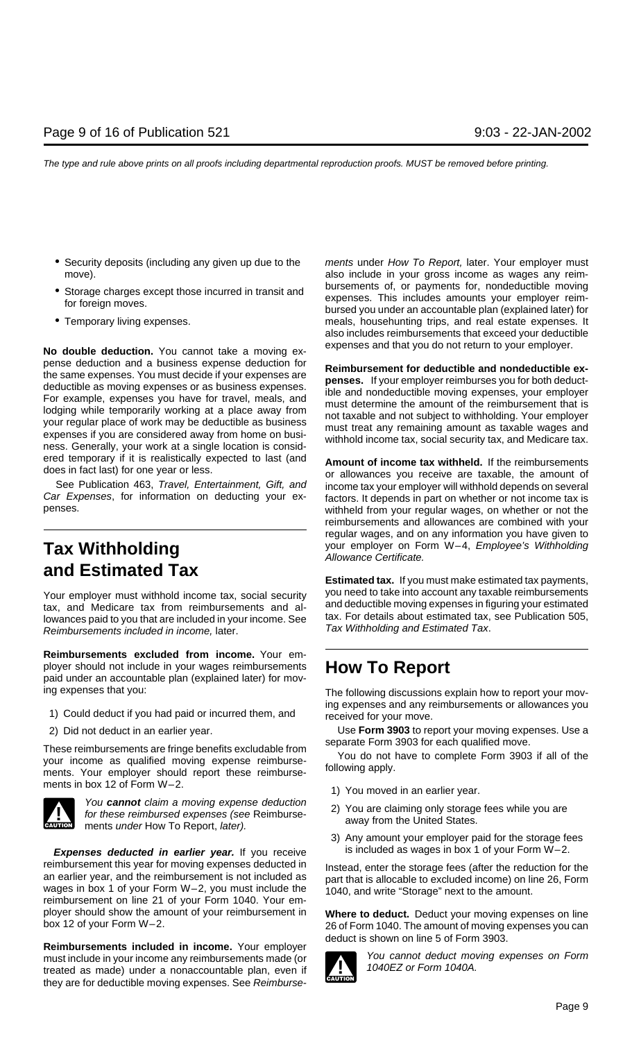- Security deposits (including any given up due to the move).
- Storage charges except those incurred in transit and for foreign moves.
- Temporary living expenses.

**No double deduction.** You cannot take a moving expense deduction and a business expense deduction for the same expenses. You must decide if your expenses are deductible as moving expenses or as business expenses. For example, expenses you have for travel, meals, and lodging while temporarily working at a place away from your regular place of work may be deductible as business expenses if you are considered away from home on business. Generally, your work at a single location is considered temporary if it is realistically expected to last (and does in fact last) for one year or less.

See Publication 463, *Travel, Entertainment, Gift, and Car Expenses*, for information on deducting your expenses.

# Tax Withholding and Estimated Tax

Your employer must withhold income tax, social security tax, and Medicare tax from reimbursements and allowances paid to you that are included in your income. See *Reimbursements included in income,* later.

**Reimbursements excluded from income.** Your employer should not include in your wages reimbursements paid under an accountable plan (explained later) for moving expenses that you:

1) Could deduct if you had paid or incurred them, and
2) Did not deduct in an earlier year.

These reimbursements are fringe benefits excludable from your income as qualified moving expense reimbursements. Your employer should report these reimbursements in box 12 of Form W–2.

**CAUTION:** You **cannot** claim a moving expense deduction for these reimbursed expenses (see Reimbursements *under* How To Report, *later).*

***Expenses deducted in earlier year.*** If you receive reimbursement this year for moving expenses deducted in an earlier year, and the reimbursement is not included as wages in box 1 of your Form W–2, you must include the reimbursement on line 21 of your Form 1040. Your employer should show the amount of your reimbursement in box 12 of your Form W–2.

**Reimbursements included in income.** Your employer must include in your income any reimbursements made (or treated as made) under a nonaccountable plan, even if they are for deductible moving expenses. See *Reimbursements* under *How To Report,* later. Your employer must also include in your gross income as wages any reimbursements of, or payments for, nondeductible moving expenses. This includes amounts your employer reimbursed you under an accountable plan (explained later) for meals, househunting trips, and real estate expenses. It also includes reimbursements that exceed your deductible expenses and that you do not return to your employer.

**Reimbursement for deductible and nondeductible expenses.** If your employer reimburses you for both deductible and nondeductible moving expenses, your employer must determine the amount of the reimbursement that is not taxable and not subject to withholding. Your employer must treat any remaining amount as taxable wages and withhold income tax, social security tax, and Medicare tax.

**Amount of income tax withheld.** If the reimbursements or allowances you receive are taxable, the amount of income tax your employer will withhold depends on several factors. It depends in part on whether or not income tax is withheld from your regular wages, on whether or not the reimbursements and allowances are combined with your regular wages, and on any information you have given to your employer on Form W–4, *Employee's Withholding Allowance Certificate.*

**Estimated tax.** If you must make estimated tax payments, you need to take into account any taxable reimbursements and deductible moving expenses in figuring your estimated tax. For details about estimated tax, see Publication 505, *Tax Withholding and Estimated Tax*.

# How To Report

The following discussions explain how to report your moving expenses and any reimbursements or allowances you received for your move.

Use **Form 3903** to report your moving expenses. Use a separate Form 3903 for each qualified move.

You do not have to complete Form 3903 if all of the following apply.

1) You moved in an earlier year.
2) You are claiming only storage fees while you are away from the United States.
3) Any amount your employer paid for the storage fees is included as wages in box 1 of your Form W–2.

Instead, enter the storage fees (after the reduction for the part that is allocable to excluded income) on line 26, Form 1040, and write "Storage" next to the amount.

**Where to deduct.** Deduct your moving expenses on line 26 of Form 1040. The amount of moving expenses you can deduct is shown on line 5 of Form 3903.

**CAUTION:** *You cannot deduct moving expenses on Form 1040EZ or Form 1040A.*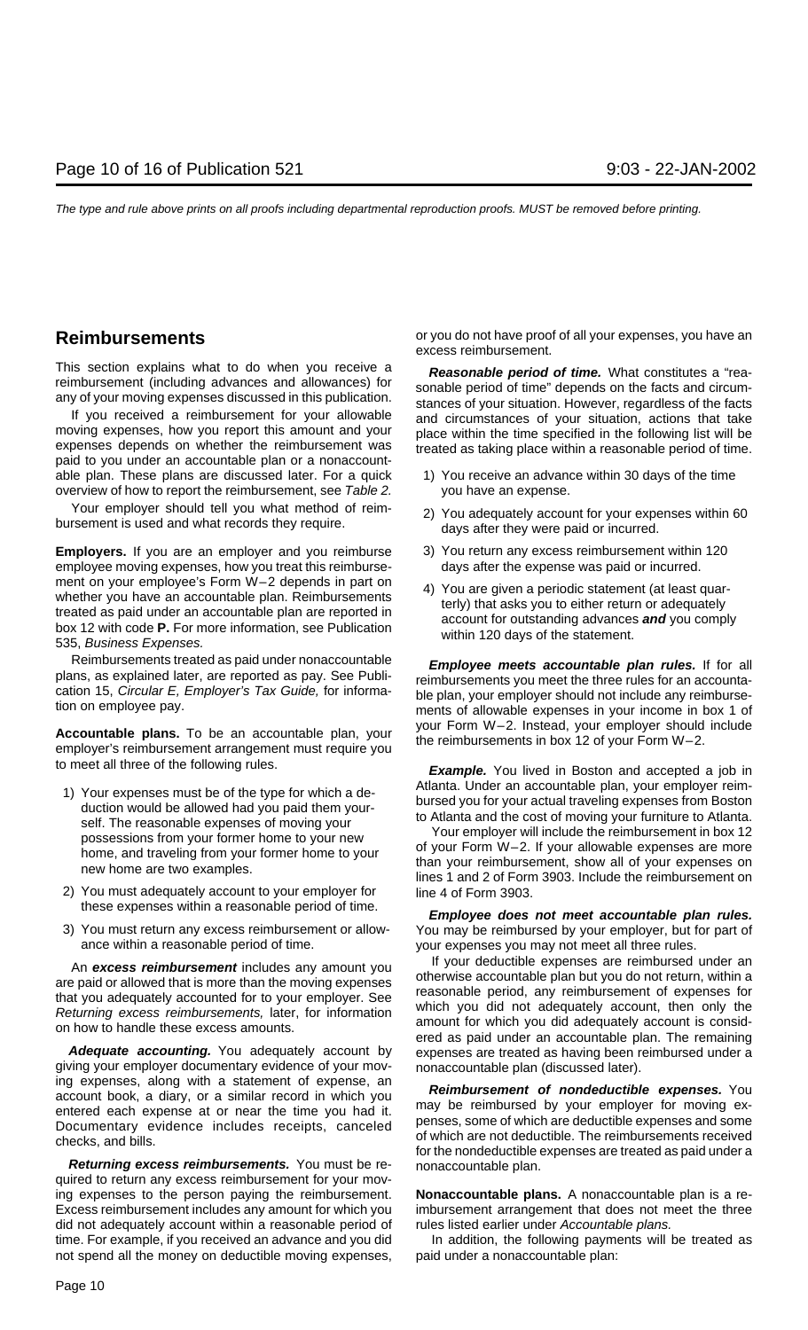## Reimbursements

This section explains what to do when you receive a reimbursement (including advances and allowances) for any of your moving expenses discussed in this publication.

If you received a reimbursement for your allowable moving expenses, how you report this amount and your expenses depends on whether the reimbursement was paid to you under an accountable plan or a nonaccountable plan. These plans are discussed later. For a quick overview of how to report the reimbursement, see *Table 2.*

Your employer should tell you what method of reimbursement is used and what records they require.

**Employers.** If you are an employer and you reimburse employee moving expenses, how you treat this reimbursement on your employee's Form W–2 depends in part on whether you have an accountable plan. Reimbursements treated as paid under an accountable plan are reported in box 12 with code **P.** For more information, see Publication 535, *Business Expenses.*

Reimbursements treated as paid under nonaccountable plans, as explained later, are reported as pay. See Publication 15, *Circular E, Employer's Tax Guide,* for information on employee pay.

**Accountable plans.** To be an accountable plan, your employer's reimbursement arrangement must require you to meet all three of the following rules.

1) Your expenses must be of the type for which a deduction would be allowed had you paid them yourself. The reasonable expenses of moving your possessions from your former home to your new home, and traveling from your former home to your new home are two examples.
2) You must adequately account to your employer for these expenses within a reasonable period of time.
3) You must return any excess reimbursement or allowance within a reasonable period of time.

An ***excess reimbursement*** includes any amount you are paid or allowed that is more than the moving expenses that you adequately accounted for to your employer. See *Returning excess reimbursements,* later, for information on how to handle these excess amounts.

***Adequate accounting.*** You adequately account by giving your employer documentary evidence of your moving expenses, along with a statement of expense, an account book, a diary, or a similar record in which you entered each expense at or near the time you had it. Documentary evidence includes receipts, canceled checks, and bills.

***Returning excess reimbursements.*** You must be required to return any excess reimbursement for your moving expenses to the person paying the reimbursement. Excess reimbursement includes any amount for which you did not adequately account within a reasonable period of time. For example, if you received an advance and you did not spend all the money on deductible moving expenses, or you do not have proof of all your expenses, you have an excess reimbursement.

***Reasonable period of time.*** What constitutes a "reasonable period of time" depends on the facts and circumstances of your situation. However, regardless of the facts and circumstances of your situation, actions that take place within the time specified in the following list will be treated as taking place within a reasonable period of time.

1) You receive an advance within 30 days of the time you have an expense.
2) You adequately account for your expenses within 60 days after they were paid or incurred.
3) You return any excess reimbursement within 120 days after the expense was paid or incurred.
4) You are given a periodic statement (at least quarterly) that asks you to either return or adequately account for outstanding advances ***and*** you comply within 120 days of the statement.

***Employee meets accountable plan rules.*** If for all reimbursements you meet the three rules for an accountable plan, your employer should not include any reimbursements of allowable expenses in your income in box 1 of your Form W–2. Instead, your employer should include the reimbursements in box 12 of your Form W–2.

***Example.*** You lived in Boston and accepted a job in Atlanta. Under an accountable plan, your employer reimbursed you for your actual traveling expenses from Boston to Atlanta and the cost of moving your furniture to Atlanta.

Your employer will include the reimbursement in box 12 of your Form W–2. If your allowable expenses are more than your reimbursement, show all of your expenses on lines 1 and 2 of Form 3903. Include the reimbursement on line 4 of Form 3903.

***Employee does not meet accountable plan rules.*** You may be reimbursed by your employer, but for part of your expenses you may not meet all three rules.

If your deductible expenses are reimbursed under an otherwise accountable plan but you do not return, within a reasonable period, any reimbursement of expenses for which you did not adequately account, then only the amount for which you did adequately account is considered as paid under an accountable plan. The remaining expenses are treated as having been reimbursed under a nonaccountable plan (discussed later).

***Reimbursement of nondeductible expenses.*** You may be reimbursed by your employer for moving expenses, some of which are deductible expenses and some of which are not deductible. The reimbursements received for the nondeductible expenses are treated as paid under a nonaccountable plan.

**Nonaccountable plans.** A nonaccountable plan is a reimbursement arrangement that does not meet the three rules listed earlier under *Accountable plans.*

In addition, the following payments will be treated as paid under a nonaccountable plan: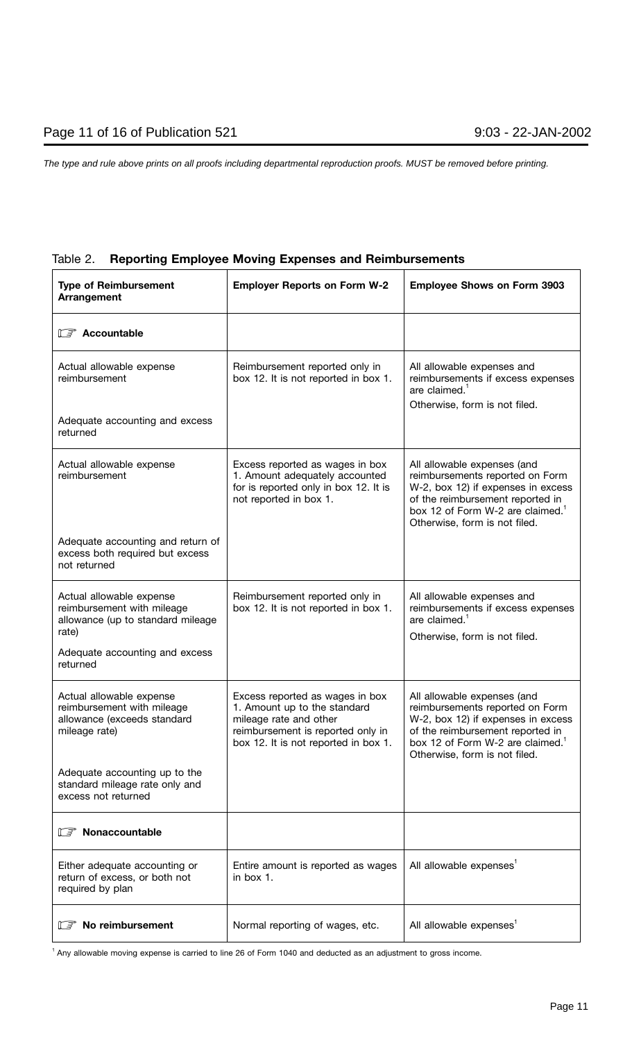Table 2. **Reporting Employee Moving Expenses and Reimbursements**

| Type of Reimbursement Arrangement | Employer Reports on Form W-2 | Employee Shows on Form 3903 |
|---|---|---|
| **Accountable** | | |
| Actual allowable expense reimbursement<br><br>Adequate accounting and excess returned | Reimbursement reported only in box 12. It is not reported in box 1. | All allowable expenses and reimbursements if excess expenses are claimed.[1]<br>Otherwise, form is not filed. |
| Actual allowable expense reimbursement<br><br>Adequate accounting and return of excess both required but excess not returned | Excess reported as wages in box 1. Amount adequately accounted for is reported only in box 12. It is not reported in box 1. | All allowable expenses (and reimbursements reported on Form W-2, box 12) if expenses in excess of the reimbursement reported in box 12 of Form W-2 are claimed.[1] Otherwise, form is not filed. |
| Actual allowable expense reimbursement with mileage allowance (up to standard mileage rate)<br><br>Adequate accounting and excess returned | Reimbursement reported only in box 12. It is not reported in box 1. | All allowable expenses and reimbursements if excess expenses are claimed.[1]<br>Otherwise, form is not filed. |
| Actual allowable expense reimbursement with mileage allowance (exceeds standard mileage rate)<br><br>Adequate accounting up to the standard mileage rate only and excess not returned | Excess reported as wages in box 1. Amount up to the standard mileage rate and other reimbursement is reported only in box 12. It is not reported in box 1. | All allowable expenses (and reimbursements reported on Form W-2, box 12) if expenses in excess of the reimbursement reported in box 12 of Form W-2 are claimed.[1] Otherwise, form is not filed. |
| **Nonaccountable** | | |
| Either adequate accounting or return of excess, or both not required by plan | Entire amount is reported as wages in box 1. | All allowable expenses[1] |
| **No reimbursement** | Normal reporting of wages, etc. | All allowable expenses[1] |

[1] Any allowable moving expense is carried to line 26 of Form 1040 and deducted as an adjustment to gross income.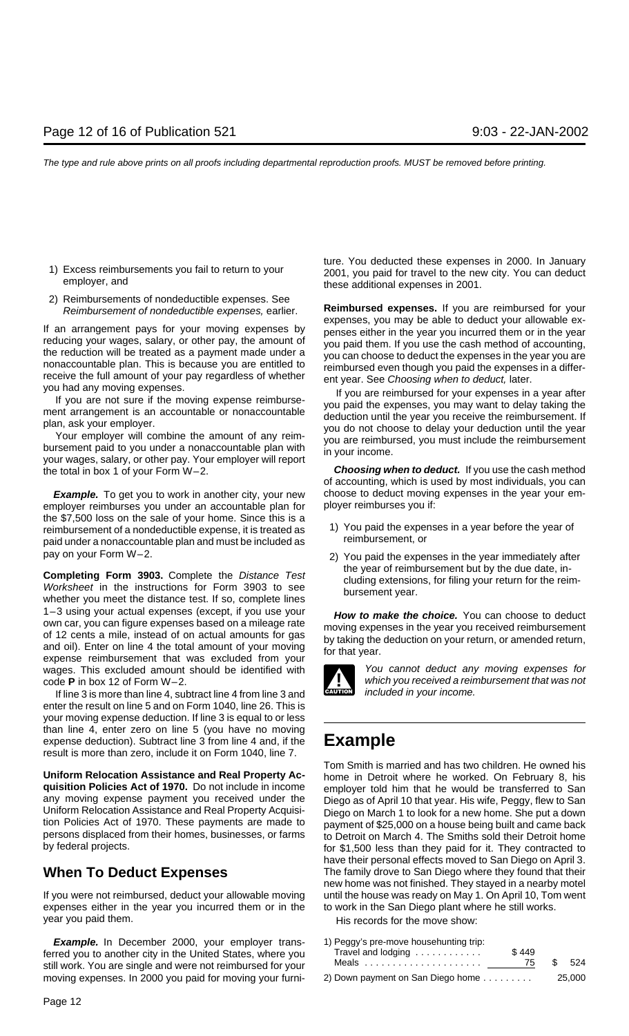1) Excess reimbursements you fail to return to your employer, and

2) Reimbursements of nondeductible expenses. See *Reimbursement of nondeductible expenses,* earlier.

If an arrangement pays for your moving expenses by reducing your wages, salary, or other pay, the amount of the reduction will be treated as a payment made under a nonaccountable plan. This is because you are entitled to receive the full amount of your pay regardless of whether you had any moving expenses.

If you are not sure if the moving expense reimbursement arrangement is an accountable or nonaccountable plan, ask your employer.

Your employer will combine the amount of any reimbursement paid to you under a nonaccountable plan with your wages, salary, or other pay. Your employer will report the total in box 1 of your Form W–2.

***Example.*** To get you to work in another city, your new employer reimburses you under an accountable plan for the $7,500 loss on the sale of your home. Since this is a reimbursement of a nondeductible expense, it is treated as paid under a nonaccountable plan and must be included as pay on your Form W–2.

**Completing Form 3903.** Complete the *Distance Test Worksheet* in the instructions for Form 3903 to see whether you meet the distance test. If so, complete lines 1–3 using your actual expenses (except, if you use your own car, you can figure expenses based on a mileage rate of 12 cents a mile, instead of on actual amounts for gas and oil). Enter on line 4 the total amount of your moving expense reimbursement that was excluded from your wages. This excluded amount should be identified with code **P** in box 12 of Form W–2.

If line 3 is more than line 4, subtract line 4 from line 3 and enter the result on line 5 and on Form 1040, line 26. This is your moving expense deduction. If line 3 is equal to or less than line 4, enter zero on line 5 (you have no moving expense deduction). Subtract line 3 from line 4 and, if the result is more than zero, include it on Form 1040, line 7.

**Uniform Relocation Assistance and Real Property Acquisition Policies Act of 1970.** Do not include in income any moving expense payment you received under the Uniform Relocation Assistance and Real Property Acquisition Policies Act of 1970. These payments are made to persons displaced from their homes, businesses, or farms by federal projects.

## When To Deduct Expenses

If you were not reimbursed, deduct your allowable moving expenses either in the year you incurred them or in the year you paid them.

***Example.*** In December 2000, your employer transferred you to another city in the United States, where you still work. You are single and were not reimbursed for your moving expenses. In 2000 you paid for moving your furniture. You deducted these expenses in 2000. In January 2001, you paid for travel to the new city. You can deduct these additional expenses in 2001.

**Reimbursed expenses.** If you are reimbursed for your expenses, you may be able to deduct your allowable expenses either in the year you incurred them or in the year you paid them. If you use the cash method of accounting, you can choose to deduct the expenses in the year you are reimbursed even though you paid the expenses in a different year. See *Choosing when to deduct,* later.

If you are reimbursed for your expenses in a year after you paid the expenses, you may want to delay taking the deduction until the year you receive the reimbursement. If you do not choose to delay your deduction until the year you are reimbursed, you must include the reimbursement in your income.

***Choosing when to deduct.*** If you use the cash method of accounting, which is used by most individuals, you can choose to deduct moving expenses in the year your employer reimburses you if:

1) You paid the expenses in a year before the year of reimbursement, or

2) You paid the expenses in the year immediately after the year of reimbursement but by the due date, including extensions, for filing your return for the reimbursement year.

***How to make the choice.*** You can choose to deduct moving expenses in the year you received reimbursement by taking the deduction on your return, or amended return, for that year.

**CAUTION:** *You cannot deduct any moving expenses for which you received a reimbursement that was not included in your income.*

## Example

Tom Smith is married and has two children. He owned his home in Detroit where he worked. On February 8, his employer told him that he would be transferred to San Diego as of April 10 that year. His wife, Peggy, flew to San Diego on March 1 to look for a new home. She put a down payment of $25,000 on a house being built and came back to Detroit on March 4. The Smiths sold their Detroit home for $1,500 less than they paid for it. They contracted to have their personal effects moved to San Diego on April 3. The family drove to San Diego where they found that their new home was not finished. They stayed in a nearby motel until the house was ready on May 1. On April 10, Tom went to work in the San Diego plant where he still works.

His records for the move show:

| | | |
|---|---|---|
| 1) Peggy's pre-move househunting trip: | | |
| Travel and lodging | $449 | |
| Meals | 75 | $ 524 |
| 2) Down payment on San Diego home | | 25,000 |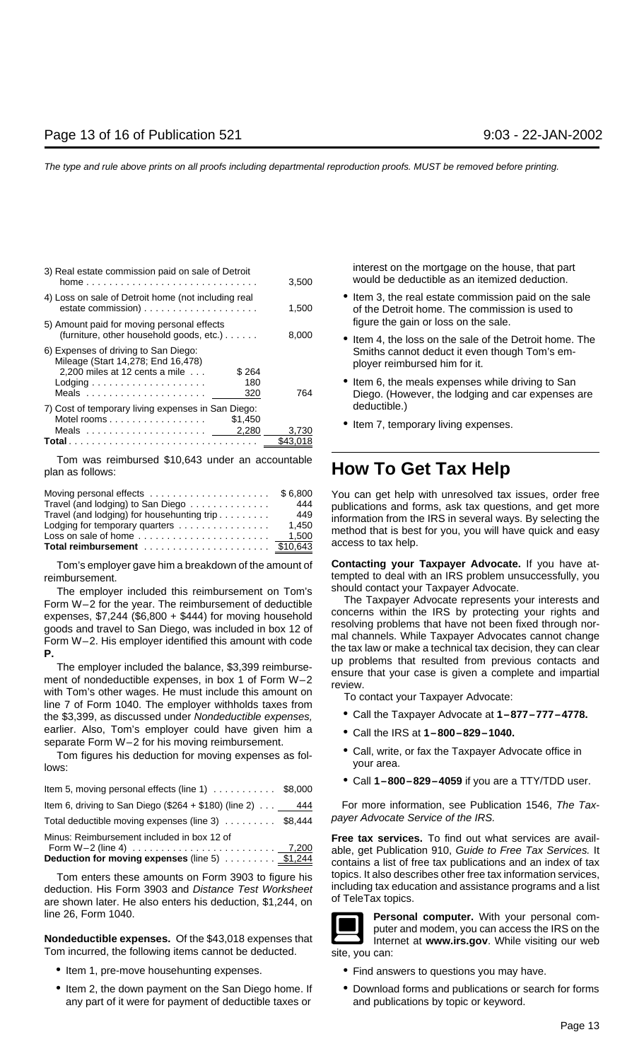| | | |
|---|---|---|
| 3) Real estate commission paid on sale of Detroit home | | 3,500 |
| 4) Loss on sale of Detroit home (not including real estate commission) | | 1,500 |
| 5) Amount paid for moving personal effects (furniture, other household goods, etc.) | | 8,000 |
| 6) Expenses of driving to San Diego: | | |
| Mileage (Start 14,278; End 16,478) 2,200 miles at 12 cents a mile | $ 264 | |
| Lodging | 180 | |
| Meals | 320 | 764 |
| 7) Cost of temporary living expenses in San Diego: | | |
| Motel rooms | $1,450 | |
| Meals | 2,280 | 3,730 |
| **Total** | | $43,018 |

Tom was reimbursed $10,643 under an accountable plan as follows:

| | |
|---|---|
| Moving personal effects | $ 6,800 |
| Travel (and lodging) to San Diego | 444 |
| Travel (and lodging) for househunting trip | 449 |
| Lodging for temporary quarters | 1,450 |
| Loss on sale of home | 1,500 |
| **Total reimbursement** | $10,643 |

Tom's employer gave him a breakdown of the amount of reimbursement.

The employer included this reimbursement on Tom's Form W–2 for the year. The reimbursement of deductible expenses, $7,244 ($6,800 + $444) for moving household goods and travel to San Diego, was included in box 12 of Form W–2. His employer identified this amount with code **P.**

The employer included the balance, $3,399 reimbursement of nondeductible expenses, in box 1 of Form W–2 with Tom's other wages. He must include this amount on line 7 of Form 1040. The employer withholds taxes from the $3,399, as discussed under *Nondeductible expenses,* earlier. Also, Tom's employer could have given him a separate Form W–2 for his moving reimbursement.

Tom figures his deduction for moving expenses as follows:

| | |
|---|---|
| Item 5, moving personal effects (line 1) | $8,000 |
| Item 6, driving to San Diego ($264 + $180) (line 2) | 444 |
| Total deductible moving expenses (line 3) | $8,444 |
| Minus: Reimbursement included in box 12 of Form W–2 (line 4) | 7,200 |
| **Deduction for moving expenses** (line 5) | $1,244 |

Tom enters these amounts on Form 3903 to figure his deduction. His Form 3903 and *Distance Test Worksheet* are shown later. He also enters his deduction, $1,244, on line 26, Form 1040.

**Nondeductible expenses.** Of the $43,018 expenses that Tom incurred, the following items cannot be deducted.

- Item 1, pre-move househunting expenses.
- Item 2, the down payment on the San Diego home. If any part of it were for payment of deductible taxes or interest on the mortgage on the house, that part would be deductible as an itemized deduction.
- Item 3, the real estate commission paid on the sale of the Detroit home. The commission is used to figure the gain or loss on the sale.
- Item 4, the loss on the sale of the Detroit home. The Smiths cannot deduct it even though Tom's employer reimbursed him for it.
- Item 6, the meals expenses while driving to San Diego. (However, the lodging and car expenses are deductible.)
- Item 7, temporary living expenses.

# How To Get Tax Help

You can get help with unresolved tax issues, order free publications and forms, ask tax questions, and get more information from the IRS in several ways. By selecting the method that is best for you, you will have quick and easy access to tax help.

**Contacting your Taxpayer Advocate.** If you have attempted to deal with an IRS problem unsuccessfully, you should contact your Taxpayer Advocate.

The Taxpayer Advocate represents your interests and concerns within the IRS by protecting your rights and resolving problems that have not been fixed through normal channels. While Taxpayer Advocates cannot change the tax law or make a technical tax decision, they can clear up problems that resulted from previous contacts and ensure that your case is given a complete and impartial review.

To contact your Taxpayer Advocate:

- Call the Taxpayer Advocate at **1–877–777–4778.**
- Call the IRS at **1–800–829–1040.**
- Call, write, or fax the Taxpayer Advocate office in your area.
- Call **1–800–829–4059** if you are a TTY/TDD user.

For more information, see Publication 1546, *The Taxpayer Advocate Service of the IRS.*

**Free tax services.** To find out what services are available, get Publication 910, *Guide to Free Tax Services.* It contains a list of free tax publications and an index of tax topics. It also describes other free tax information services, including tax education and assistance programs and a list of TeleTax topics.

**Personal computer.** With your personal computer and modem, you can access the IRS on the Internet at **www.irs.gov**. While visiting our web site, you can:

- Find answers to questions you may have.
- Download forms and publications or search for forms and publications by topic or keyword.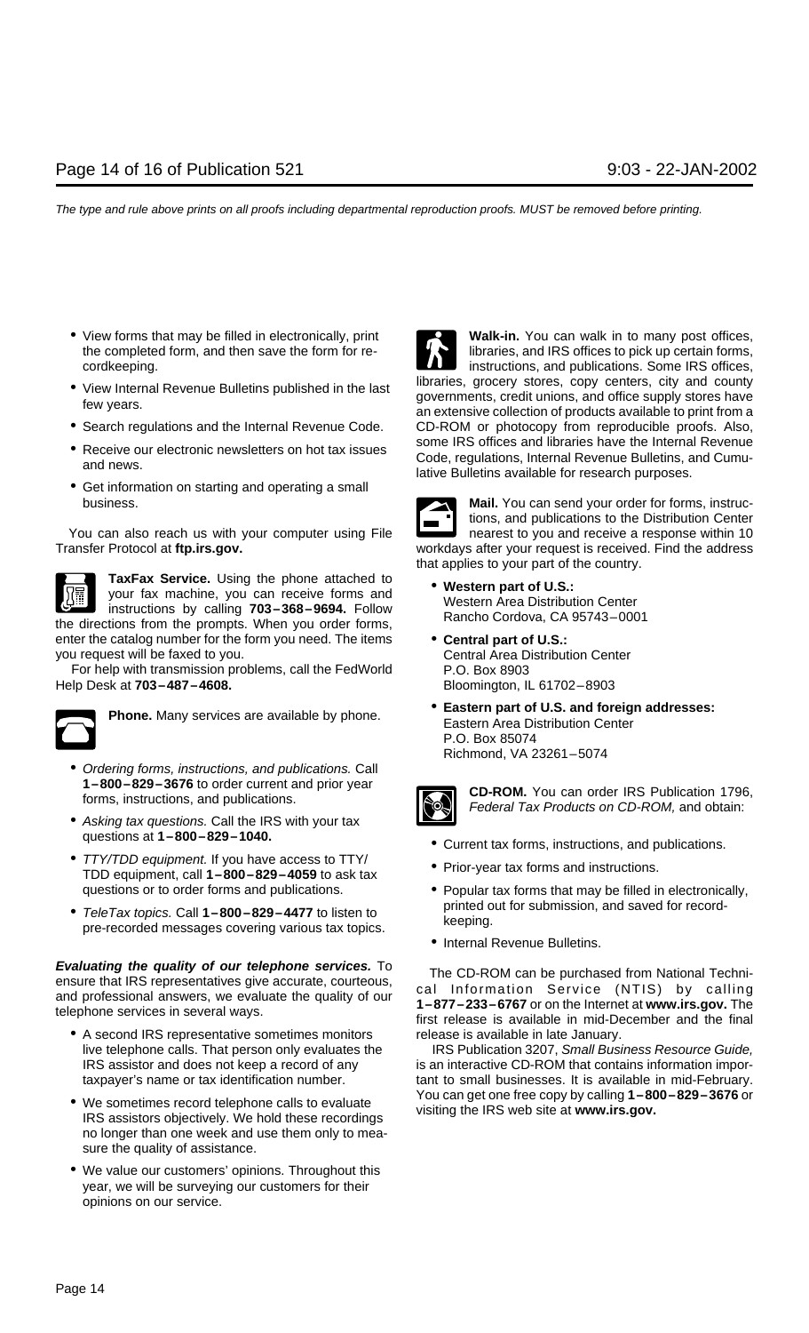- View forms that may be filled in electronically, print the completed form, and then save the form for recordkeeping.
- View Internal Revenue Bulletins published in the last few years.
- Search regulations and the Internal Revenue Code.
- Receive our electronic newsletters on hot tax issues and news.
- Get information on starting and operating a small business.

You can also reach us with your computer using File Transfer Protocol at **ftp.irs.gov.**

**TaxFax Service.** Using the phone attached to your fax machine, you can receive forms and instructions by calling **703–368–9694.** Follow the directions from the prompts. When you order forms, enter the catalog number for the form you need. The items you request will be faxed to you.

For help with transmission problems, call the FedWorld Help Desk at **703–487–4608.**

**Phone.** Many services are available by phone.

- *Ordering forms, instructions, and publications.* Call **1–800–829–3676** to order current and prior year forms, instructions, and publications.
- *Asking tax questions.* Call the IRS with your tax questions at **1–800–829–1040.**
- *TTY/TDD equipment.* If you have access to TTY/TDD equipment, call **1–800–829–4059** to ask tax questions or to order forms and publications.
- *TeleTax topics.* Call **1–800–829–4477** to listen to pre-recorded messages covering various tax topics.

***Evaluating the quality of our telephone services.*** To ensure that IRS representatives give accurate, courteous, and professional answers, we evaluate the quality of our telephone services in several ways.

- A second IRS representative sometimes monitors live telephone calls. That person only evaluates the IRS assistor and does not keep a record of any taxpayer's name or tax identification number.
- We sometimes record telephone calls to evaluate IRS assistors objectively. We hold these recordings no longer than one week and use them only to measure the quality of assistance.
- We value our customers' opinions. Throughout this year, we will be surveying our customers for their opinions on our service.

**Walk-in.** You can walk in to many post offices, libraries, and IRS offices to pick up certain forms, instructions, and publications. Some IRS offices, libraries, grocery stores, copy centers, city and county governments, credit unions, and office supply stores have an extensive collection of products available to print from a CD-ROM or photocopy from reproducible proofs. Also, some IRS offices and libraries have the Internal Revenue Code, regulations, Internal Revenue Bulletins, and Cumulative Bulletins available for research purposes.

**Mail.** You can send your order for forms, instructions, and publications to the Distribution Center nearest to you and receive a response within 10 workdays after your request is received. Find the address that applies to your part of the country.

- **Western part of U.S.:**
  Western Area Distribution Center
  Rancho Cordova, CA 95743–0001
- **Central part of U.S.:**
  Central Area Distribution Center
  P.O. Box 8903
  Bloomington, IL 61702–8903
- **Eastern part of U.S. and foreign addresses:**
  Eastern Area Distribution Center
  P.O. Box 85074
  Richmond, VA 23261–5074

**CD-ROM.** You can order IRS Publication 1796, *Federal Tax Products on CD-ROM,* and obtain:

- Current tax forms, instructions, and publications.
- Prior-year tax forms and instructions.
- Popular tax forms that may be filled in electronically, printed out for submission, and saved for recordkeeping.
- Internal Revenue Bulletins.

The CD-ROM can be purchased from National Technical Information Service (NTIS) by calling **1–877–233–6767** or on the Internet at **www.irs.gov.** The first release is available in mid-December and the final release is available in late January.

IRS Publication 3207, *Small Business Resource Guide,* is an interactive CD-ROM that contains information important to small businesses. It is available in mid-February. You can get one free copy by calling **1–800–829–3676** or visiting the IRS web site at **www.irs.gov.**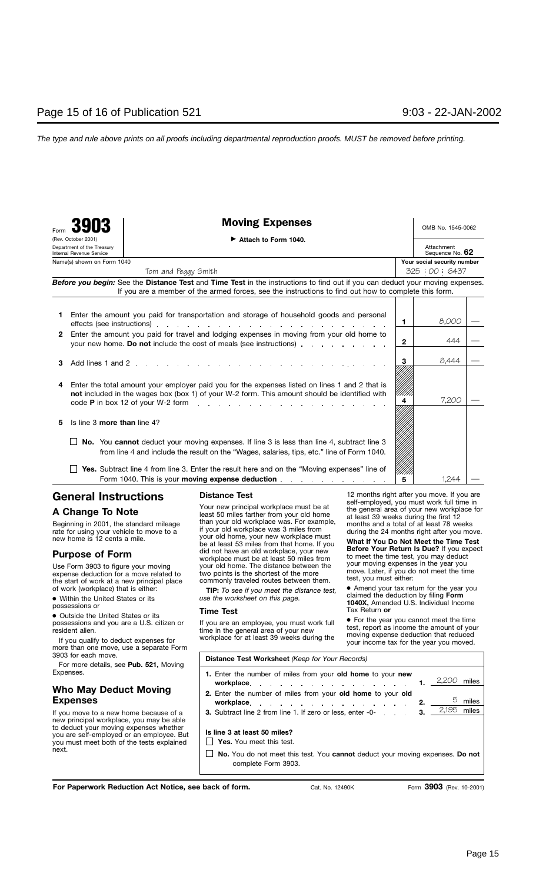*The type and rule above prints on all proofs including departmental reproduction proofs. MUST be removed before printing.*

Form **3903**

(Rev. October 2001)

Department of the Treasury
Internal Revenue Service

# Moving Expenses

▶ **Attach to Form 1040.**

OMB No. 1545-0062

Attachment Sequence No. **62**

Name(s) shown on Form 1040: Tom and Peggy Smith

**Your social security number**: 325 : 00 : 6437

***Before you begin:*** See the **Distance Test** and **Time Test** in the instructions to find out if you can deduct your moving expenses. If you are a member of the armed forces, see the instructions to find out how to complete this form.

| | | | |
|---|---|---|---|
| **1** | Enter the amount you paid for transportation and storage of household goods and personal effects (see instructions) | **1** | 8,000 — |
| **2** | Enter the amount you paid for travel and lodging expenses in moving from your old home to your new home. **Do not** include the cost of meals (see instructions) | **2** | 444 — |
| **3** | Add lines 1 and 2 | **3** | 8,444 — |
| **4** | Enter the total amount your employer paid you for the expenses listed on lines 1 and 2 that is **not** included in the wages box (box 1) of your W-2 form. This amount should be identified with code **P** in box 12 of your W-2 form | **4** | 7,200 — |
| **5** | Is line 3 **more than** line 4? | | |
| | ☐ **No.** You **cannot** deduct your moving expenses. If line 3 is less than line 4, subtract line 3 from line 4 and include the result on the "Wages, salaries, tips, etc." line of Form 1040. | | |
| | ☐ **Yes.** Subtract line 4 from line 3. Enter the result here and on the "Moving expenses" line of Form 1040. This is your **moving expense deduction** | **5** | 1,244 — |

## General Instructions

### A Change To Note

Beginning in 2001, the standard mileage rate for using your vehicle to move to a new home is 12 cents a mile.

### Purpose of Form

Use Form 3903 to figure your moving expense deduction for a move related to the start of work at a new principal place of work (workplace) that is either:

- Within the United States or its possessions or
- Outside the United States or its possessions and you are a U.S. citizen or resident alien.

If you qualify to deduct expenses for more than one move, use a separate Form 3903 for each move.

For more details, see **Pub. 521,** Moving Expenses.

### Who May Deduct Moving Expenses

If you move to a new home because of a new principal workplace, you may be able to deduct your moving expenses whether you are self-employed or an employee. But you must meet both of the tests explained next.

### Distance Test

Your new principal workplace must be at least 50 miles farther from your old home than your old workplace was. For example, if your old workplace was 3 miles from your old home, your new workplace must be at least 53 miles from that home. If you did not have an old workplace, your new workplace must be at least 50 miles from your old home. The distance between the two points is the shortest of the more commonly traveled routes between them.

**TIP:** *To see if you meet the distance test, use the worksheet on this page.*

### Time Test

If you are an employee, you must work full time in the general area of your new workplace for at least 39 weeks during the 12 months right after you move. If you are self-employed, you must work full time in the general area of your new workplace for at least 39 weeks during the first 12 months and a total of at least 78 weeks during the 24 months right after you move.

**What If You Do Not Meet the Time Test Before Your Return Is Due?** If you expect to meet the time test, you may deduct your moving expenses in the year you move. Later, if you do not meet the time test, you must either:

- Amend your tax return for the year you claimed the deduction by filing **Form 1040X,** Amended U.S. Individual Income Tax Return **or**
- For the year you cannot meet the time test, report as income the amount of your moving expense deduction that reduced your income tax for the year you moved.

**Distance Test Worksheet** *(Keep for Your Records)*

| | | |
|---|---|---|
| **1.** Enter the number of miles from your **old home** to your **new workplace** | **1.** | 2,200 miles |
| **2.** Enter the number of miles from your **old home** to your **old workplace** | **2.** | 5 miles |
| **3.** Subtract line 2 from line 1. If zero or less, enter -0- | **3.** | 2,195 miles |

**Is line 3 at least 50 miles?**

☐ **Yes.** You meet this test.

☐ **No.** You do not meet this test. You **cannot** deduct your moving expenses. **Do not** complete Form 3903.

**For Paperwork Reduction Act Notice, see back of form.** Cat. No. 12490K Form **3903** (Rev. 10-2001)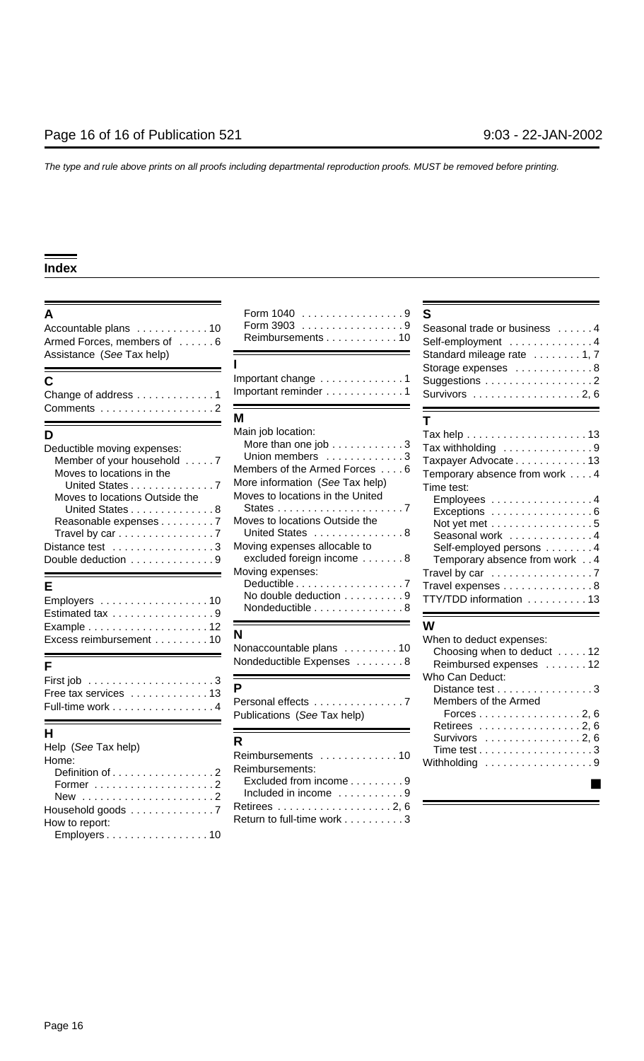## Index

**A**

Accountable plans . . . . . . . . . . . 10
Armed Forces, members of . . . . . . 6
Assistance (*See* Tax help)

**C**

Change of address . . . . . . . . . . . . 1
Comments . . . . . . . . . . . . . . . . . . 2

**D**

Deductible moving expenses:
- Member of your household . . . . . 7
- Moves to locations in the United States . . . . . . . . . . . . . 7
- Moves to locations Outside the United States . . . . . . . . . . . . . 8
- Reasonable expenses . . . . . . . . . 7
- Travel by car . . . . . . . . . . . . . . . 7

Distance test . . . . . . . . . . . . . . . . 3
Double deduction . . . . . . . . . . . . . 9

**E**

Employers . . . . . . . . . . . . . . . . . 10
Estimated tax . . . . . . . . . . . . . . . . 9
Example . . . . . . . . . . . . . . . . . . . 12
Excess reimbursement . . . . . . . . . 10

**F**

First job . . . . . . . . . . . . . . . . . . . . 3
Free tax services . . . . . . . . . . . . 13
Full-time work . . . . . . . . . . . . . . . . 4
Form 1040 . . . . . . . . . . . . . . . . . . 9
Form 3903 . . . . . . . . . . . . . . . . . . 9
Reimbursements . . . . . . . . . . . . 10

**H**

Help (*See* Tax help)
Home:
- Definition of . . . . . . . . . . . . . . . . 2
- Former . . . . . . . . . . . . . . . . . . . . 2
- New . . . . . . . . . . . . . . . . . . . . . . 2

Household goods . . . . . . . . . . . . . 7
How to report:
- Employers . . . . . . . . . . . . . . . . 10

**I**

Important change . . . . . . . . . . . . . 1
Important reminder . . . . . . . . . . . . 1

**M**

Main job location:
- More than one job . . . . . . . . . . . 3
- Union members . . . . . . . . . . . . 3

Members of the Armed Forces . . . . 6
More information (*See* Tax help)
Moves to locations in the United States . . . . . . . . . . . . . . . . . . . . . 7
Moves to locations Outside the United States . . . . . . . . . . . . . . . 8
Moving expenses allocable to excluded foreign income . . . . . . . 8
Moving expenses:
- Deductible . . . . . . . . . . . . . . . . . 7
- No double deduction . . . . . . . . . 9
- Nondeductible . . . . . . . . . . . . . . 8

**N**

Nonaccountable plans . . . . . . . . . 10
Nondeductible Expenses . . . . . . . . 8

**P**

Personal effects . . . . . . . . . . . . . . 7
Publications (*See* Tax help)

**R**

Reimbursements . . . . . . . . . . . . 10
Reimbursements:
- Excluded from income . . . . . . . . 9
- Included in income . . . . . . . . . . 9

Retirees . . . . . . . . . . . . . . . . . . 2, 6
Return to full-time work . . . . . . . . . 3

**S**

Seasonal trade or business . . . . . . 4
Self-employment . . . . . . . . . . . . . . 4
Standard mileage rate . . . . . . . . 1, 7
Storage expenses . . . . . . . . . . . . . 8
Suggestions . . . . . . . . . . . . . . . . . 2
Survivors . . . . . . . . . . . . . . . . . 2, 6

**T**

Tax help . . . . . . . . . . . . . . . . . . . 13
Tax withholding . . . . . . . . . . . . . . 9
Taxpayer Advocate . . . . . . . . . . . 13
Temporary absence from work . . . . 4
Time test:
- Employees . . . . . . . . . . . . . . . . 4
- Exceptions . . . . . . . . . . . . . . . . 6
- Not yet met . . . . . . . . . . . . . . . . 5
- Seasonal work . . . . . . . . . . . . . 4
- Self-employed persons . . . . . . . 4
- Temporary absence from work . . 4

Travel by car . . . . . . . . . . . . . . . . 7
Travel expenses . . . . . . . . . . . . . . 8
TTY/TDD information . . . . . . . . . 13

**W**

When to deduct expenses:
- Choosing when to deduct . . . . . 12
- Reimbursed expenses . . . . . . . 12

Who Can Deduct:
- Distance test . . . . . . . . . . . . . . . 3
- Members of the Armed Forces . . . . . . . . . . . . . . . . 2, 6
- Retirees . . . . . . . . . . . . . . . . 2, 6
- Survivors . . . . . . . . . . . . . . . 2, 6
- Time test . . . . . . . . . . . . . . . . . . 3

Withholding . . . . . . . . . . . . . . . . . 9

■